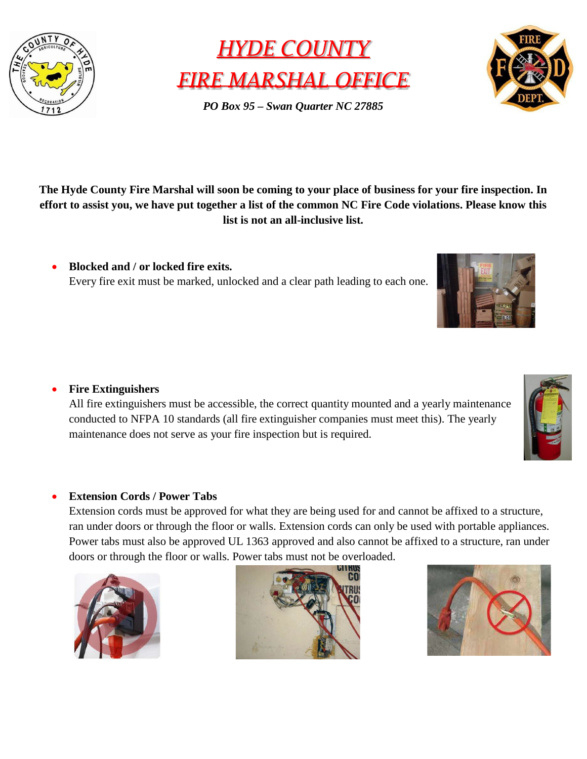# HYDE COUNTY
# FIRE MARSHAL OFFICE

*PO Box 95 – Swan Quarter NC 27885*

**The Hyde County Fire Marshal will soon be coming to your place of business for your fire inspection. In effort to assist you, we have put together a list of the common NC Fire Code violations. Please know this list is not an all-inclusive list.**

- **Blocked and / or locked fire exits.**
  Every fire exit must be marked, unlocked and a clear path leading to each one.

- **Fire Extinguishers**
  All fire extinguishers must be accessible, the correct quantity mounted and a yearly maintenance conducted to NFPA 10 standards (all fire extinguisher companies must meet this). The yearly maintenance does not serve as your fire inspection but is required.

- **Extension Cords / Power Tabs**
  Extension cords must be approved for what they are being used for and cannot be affixed to a structure, ran under doors or through the floor or walls. Extension cords can only be used with portable appliances. Power tabs must also be approved UL 1363 approved and also cannot be affixed to a structure, ran under doors or through the floor or walls. Power tabs must not be overloaded.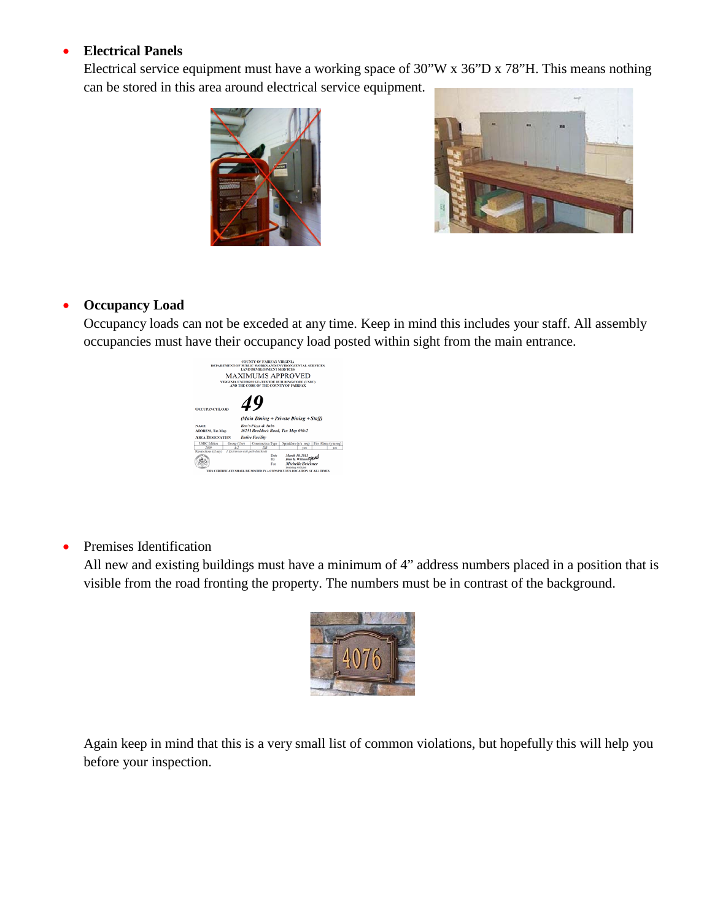- **Electrical Panels**
  Electrical service equipment must have a working space of 30"W x 36"D x 78"H. This means nothing can be stored in this area around electrical service equipment.

- **Occupancy Load**
  Occupancy loads can not be exceded at any time. Keep in mind this includes your staff. All assembly occupancies must have their occupancy load posted within sight from the main entrance.

- Premises Identification
  All new and existing buildings must have a minimum of 4" address numbers placed in a position that is visible from the road fronting the property. The numbers must be in contrast of the background.

Again keep in mind that this is a very small list of common violations, but hopefully this will help you before your inspection.